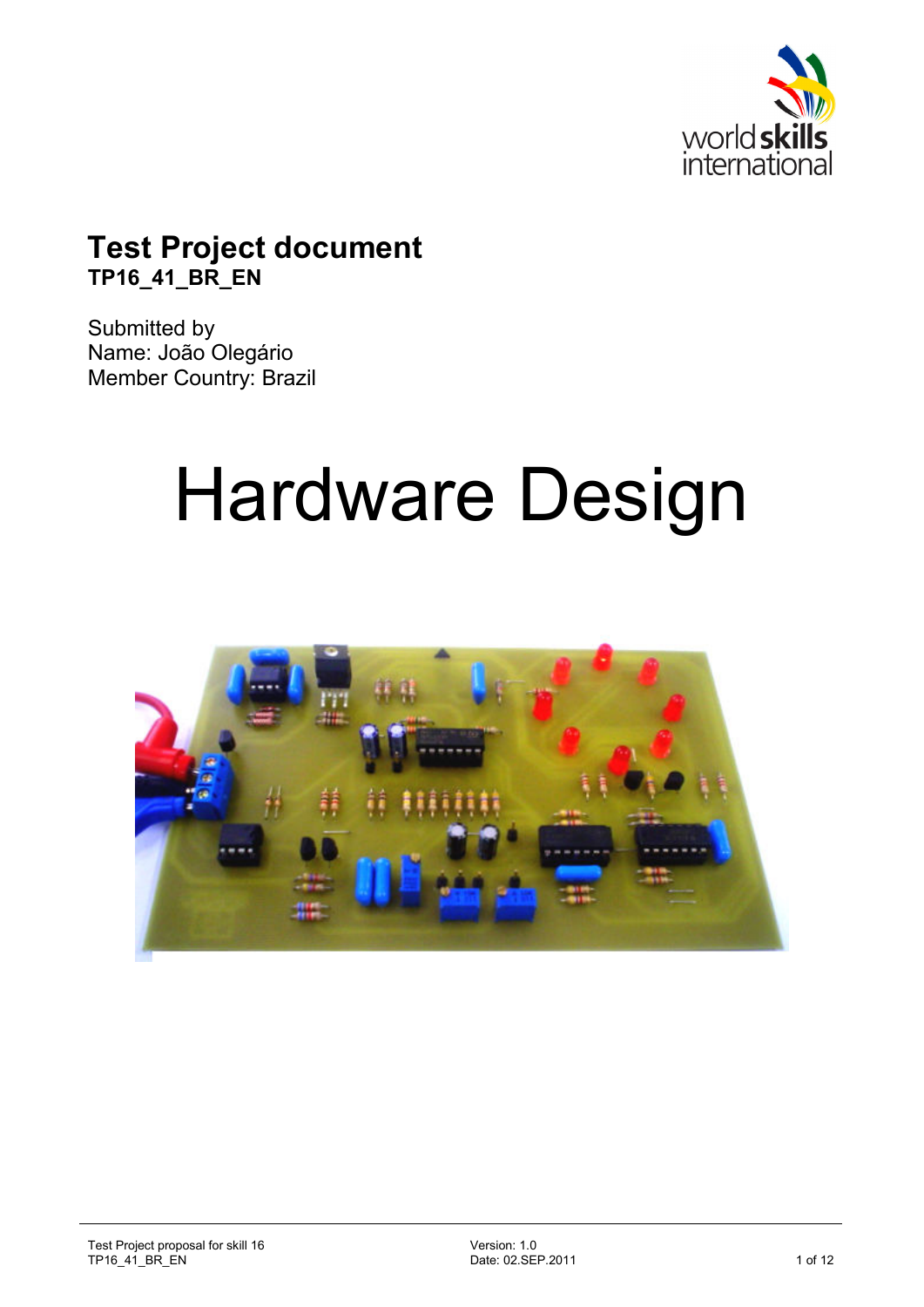# Test Project document

**TP16_41_BR_EN**

Submitted by
Name: João Olegário
Member Country: Brazil

# Hardware Design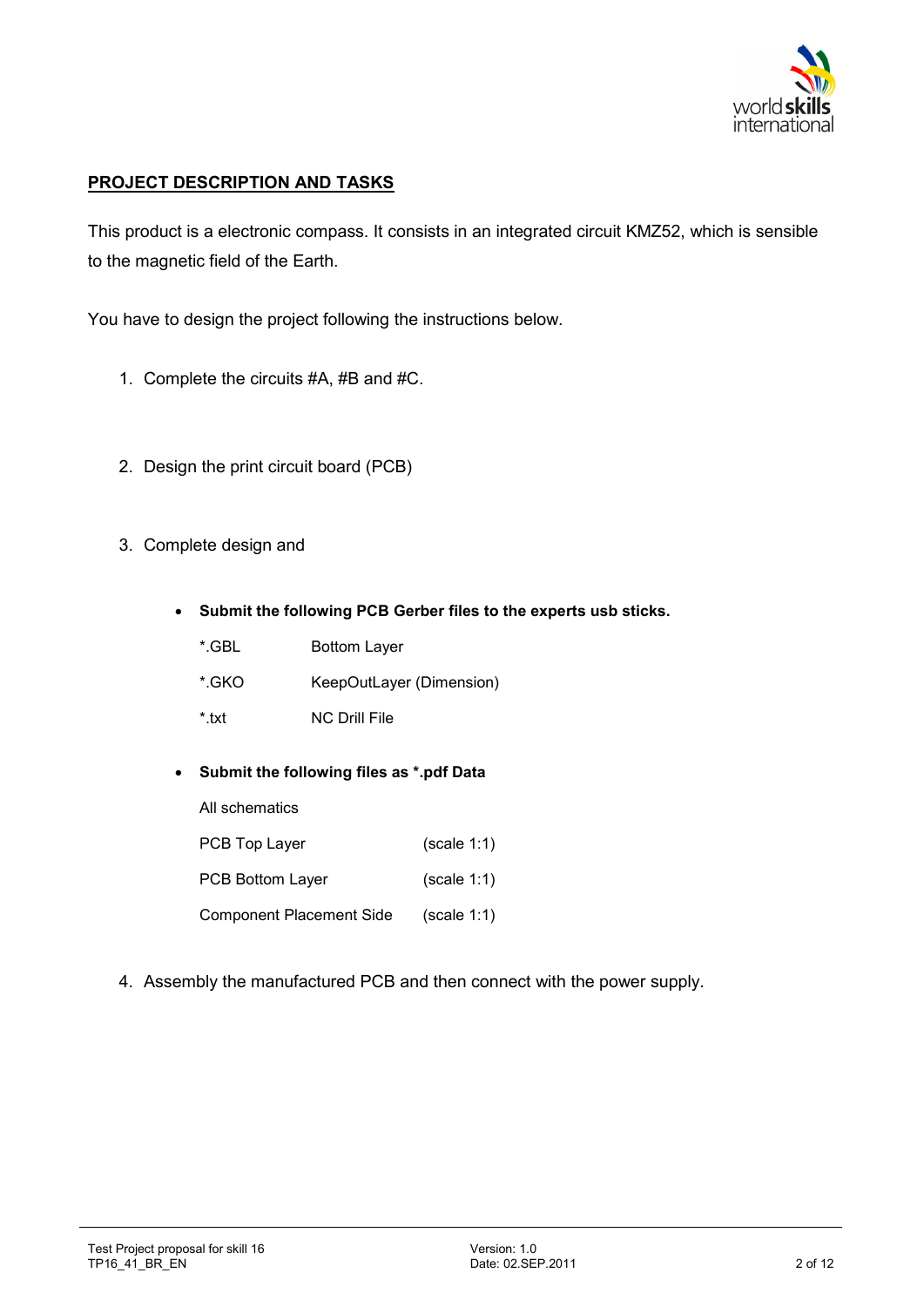## PROJECT DESCRIPTION AND TASKS

This product is a electronic compass. It consists in an integrated circuit KMZ52, which is sensible to the magnetic field of the Earth.

You have to design the project following the instructions below.

1. Complete the circuits #A, #B and #C.

2. Design the print circuit board (PCB)

3. Complete design and

   - **Submit the following PCB Gerber files to the experts usb sticks.**

     | | |
     |---|---|
     | *.GBL | Bottom Layer |
     | *.GKO | KeepOutLayer (Dimension) |
     | *.txt | NC Drill File |

   - **Submit the following files as *.pdf Data**

     All schematics

     | | |
     |---|---|
     | PCB Top Layer | (scale 1:1) |
     | PCB Bottom Layer | (scale 1:1) |
     | Component Placement Side | (scale 1:1) |

4. Assembly the manufactured PCB and then connect with the power supply.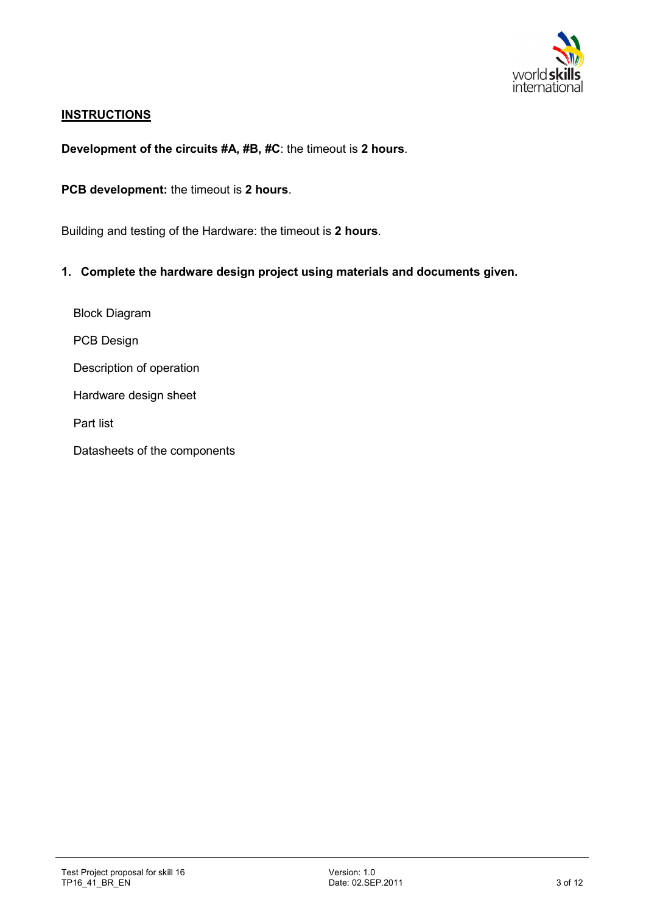## INSTRUCTIONS

**Development of the circuits #A, #B, #C**: the timeout is **2 hours**.

**PCB development:** the timeout is **2 hours**.

Building and testing of the Hardware: the timeout is **2 hours**.

**1. Complete the hardware design project using materials and documents given.**

Block Diagram

PCB Design

Description of operation

Hardware design sheet

Part list

Datasheets of the components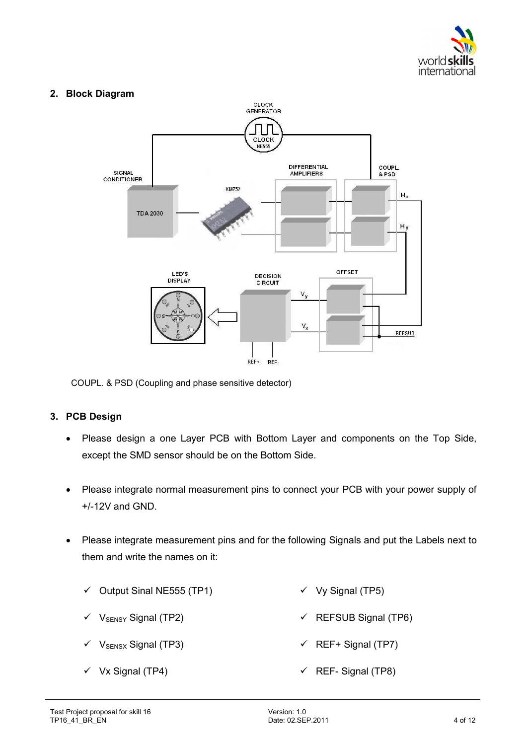## 2. Block Diagram

COUPL. & PSD (Coupling and phase sensitive detector)

## 3. PCB Design

- Please design a one Layer PCB with Bottom Layer and components on the Top Side, except the SMD sensor should be on the Bottom Side.
- Please integrate normal measurement pins to connect your PCB with your power supply of +/-12V and GND.
- Please integrate measurement pins and for the following Signals and put the Labels next to them and write the names on it:

  - ✓ Output Sinal NE555 (TP1)
  - ✓ $V_{SENSY}$ Signal (TP2)
  - ✓ $V_{SENSX}$ Signal (TP3)
  - ✓ Vx Signal (TP4)
  - ✓ Vy Signal (TP5)
  - ✓ REFSUB Signal (TP6)
  - ✓ REF+ Signal (TP7)
  - ✓ REF- Signal (TP8)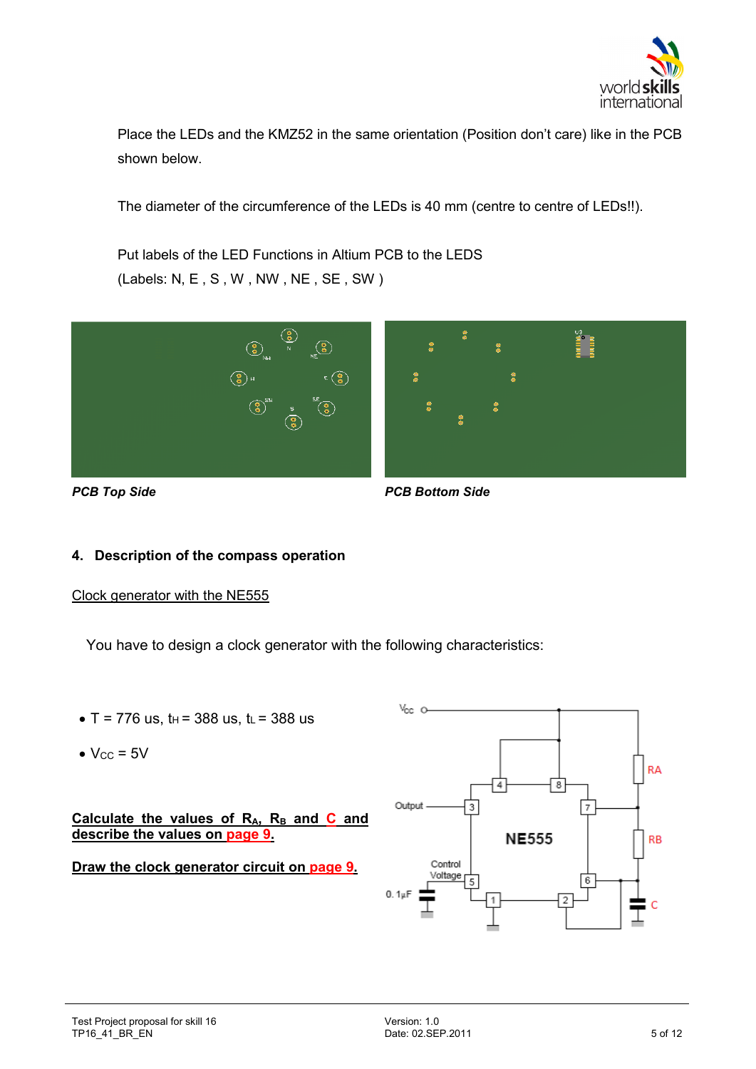Place the LEDs and the KMZ52 in the same orientation (Position don't care) like in the PCB shown below.

The diameter of the circumference of the LEDs is 40 mm (centre to centre of LEDs!!).

Put labels of the LED Functions in Altium PCB to the LEDS
(Labels: N, E , S , W , NW , NE , SE , SW )

***PCB Top Side***

***PCB Bottom Side***

## 4. Description of the compass operation

Clock generator with the NE555

You have to design a clock generator with the following characteristics:

- T = 776 us, $t_H$ = 388 us, $t_L$ = 388 us
- $V_{CC}$ = 5V

**Calculate the values of $R_A$, $R_B$ and C and describe the values on page 9.**

**Draw the clock generator circuit on page 9.**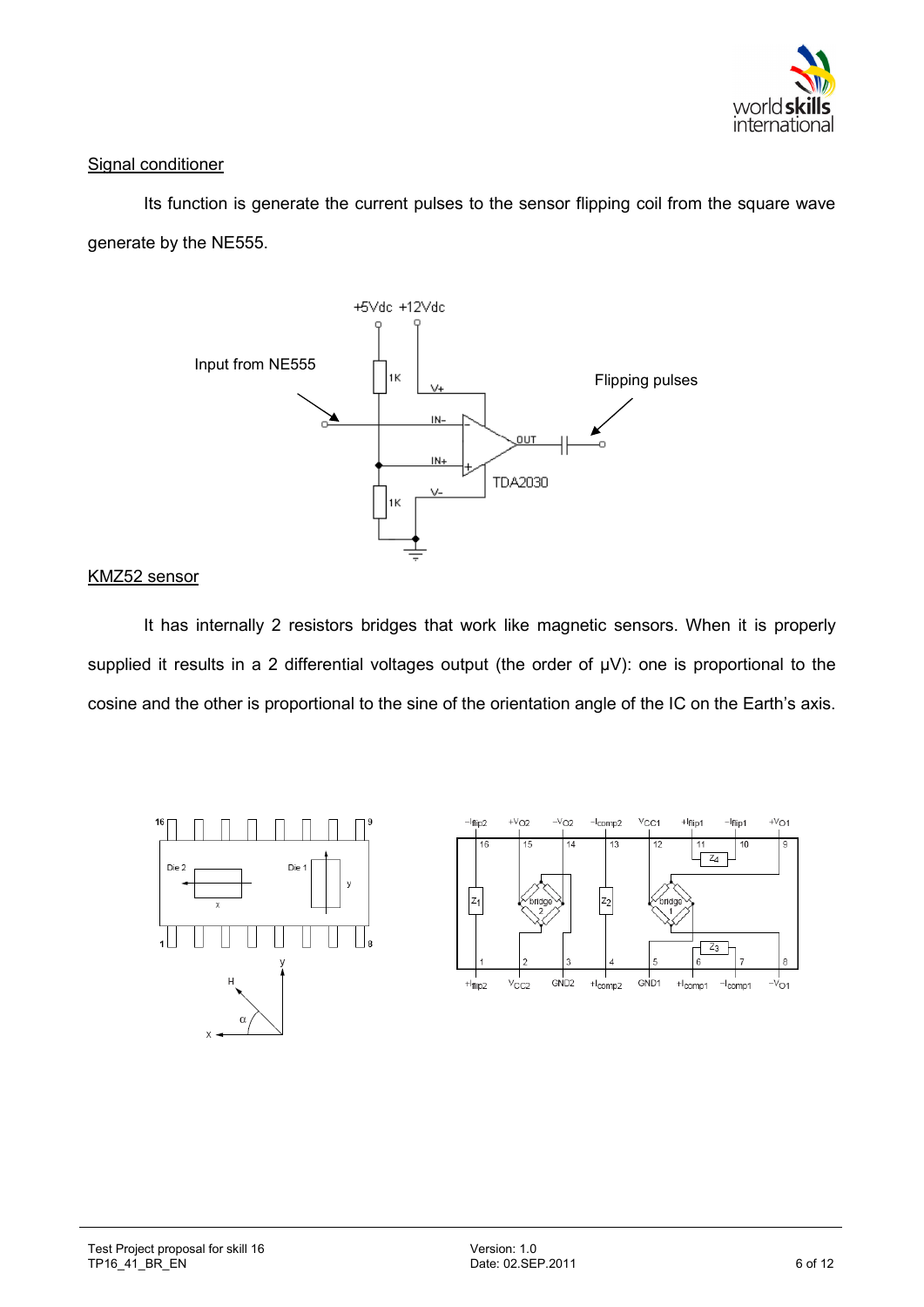Signal conditioner

Its function is generate the current pulses to the sensor flipping coil from the square wave generate by the NE555.

KMZ52 sensor

It has internally 2 resistors bridges that work like magnetic sensors. When it is properly supplied it results in a 2 differential voltages output (the order of μV): one is proportional to the cosine and the other is proportional to the sine of the orientation angle of the IC on the Earth's axis.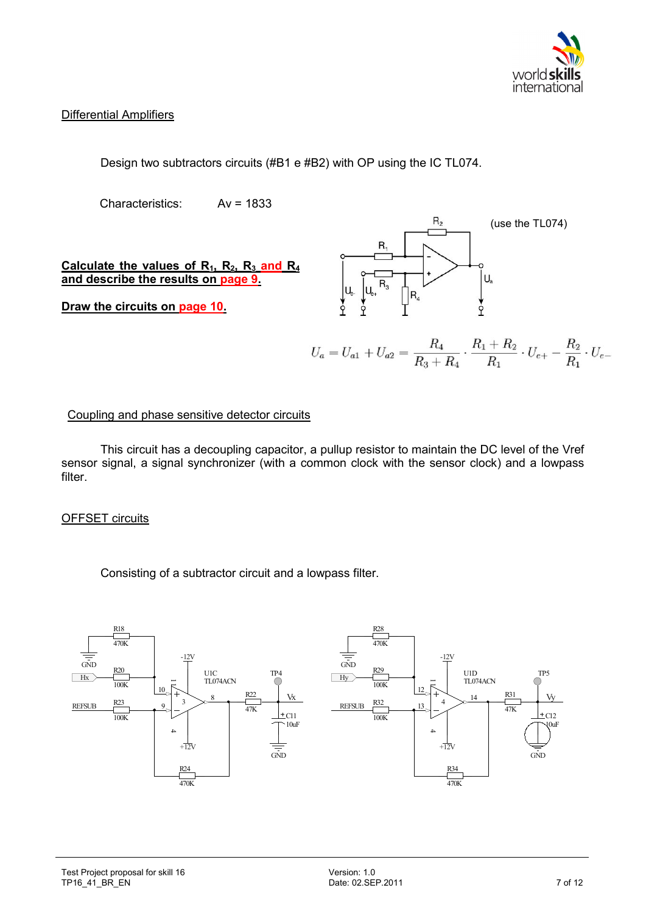## Differential Amplifiers

Design two subtractors circuits (#B1 e #B2) with OP using the IC TL074.

Characteristics: Av = 1833

(use the TL074)

**Calculate the values of $R_1$, $R_2$, $R_3$ and $R_4$ and describe the results on page 9.**

**Draw the circuits on page 10.**

$$U_a = U_{a1} + U_{a2} = \frac{R_4}{R_3 + R_4} \cdot \frac{R_1 + R_2}{R_1} \cdot U_{e+} - \frac{R_2}{R_1} \cdot U_{e-}$$

## Coupling and phase sensitive detector circuits

This circuit has a decoupling capacitor, a pullup resistor to maintain the DC level of the Vref sensor signal, a signal synchronizer (with a common clock with the sensor clock) and a lowpass filter.

## OFFSET circuits

Consisting of a subtractor circuit and a lowpass filter.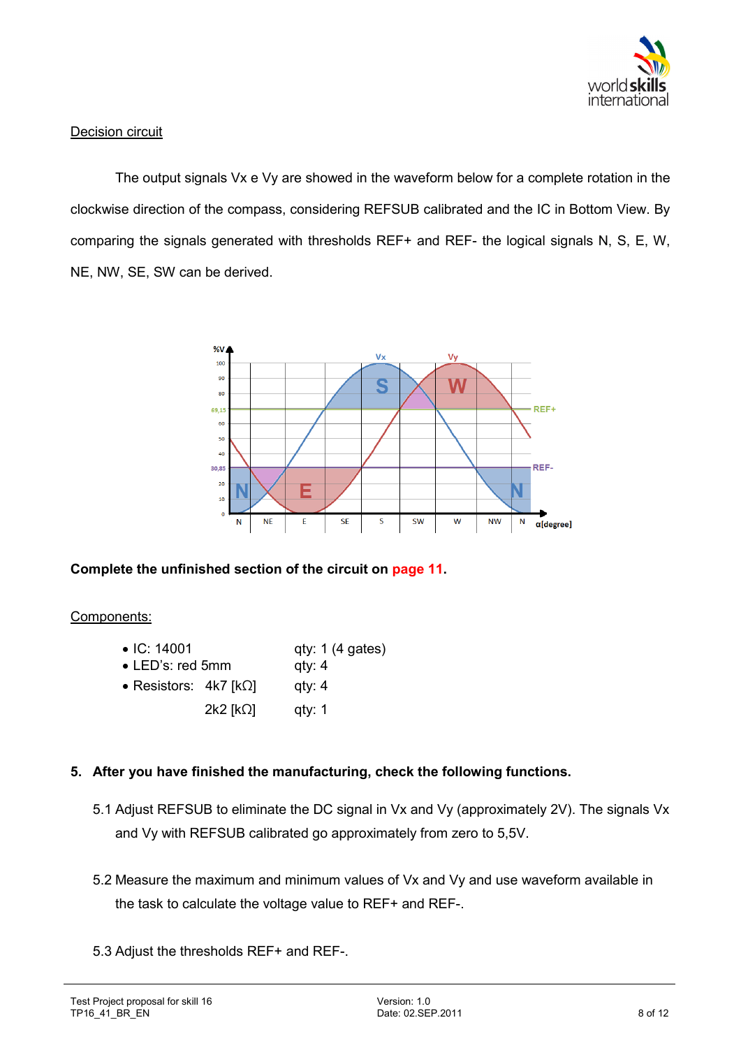Decision circuit

The output signals Vx e Vy are showed in the waveform below for a complete rotation in the clockwise direction of the compass, considering REFSUB calibrated and the IC in Bottom View. By comparing the signals generated with thresholds REF+ and REF- the logical signals N, S, E, W, NE, NW, SE, SW can be derived.

**Complete the unfinished section of the circuit on page 11.**

Components:

- IC: 14001 qty: 1 (4 gates)
- LED's: red 5mm qty: 4
- Resistors: 4k7 [kΩ] qty: 4
  2k2 [kΩ] qty: 1

**5. After you have finished the manufacturing, check the following functions.**

5.1 Adjust REFSUB to eliminate the DC signal in Vx and Vy (approximately 2V). The signals Vx and Vy with REFSUB calibrated go approximately from zero to 5,5V.

5.2 Measure the maximum and minimum values of Vx and Vy and use waveform available in the task to calculate the voltage value to REF+ and REF-.

5.3 Adjust the thresholds REF+ and REF-.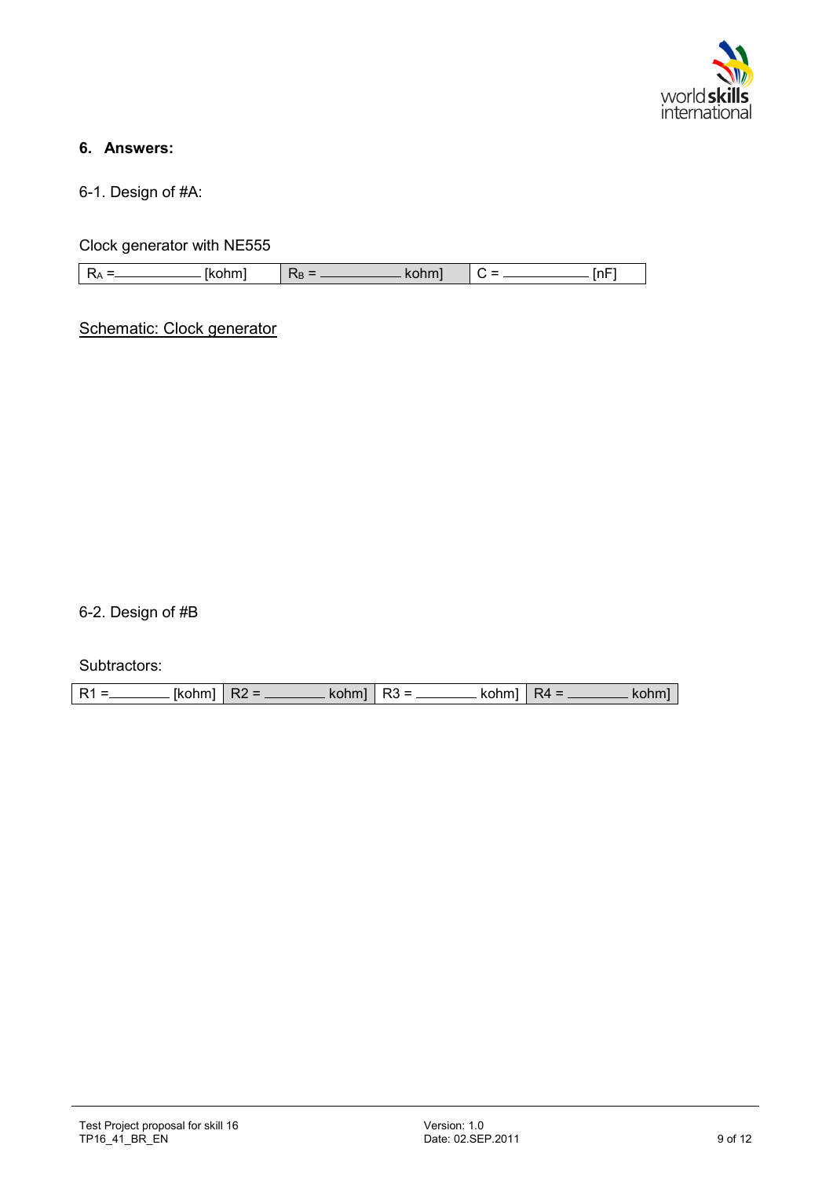## 6. Answers:

6-1. Design of #A:

Clock generator with NE555

| $R_A$ =__________ [kohm] | $R_B$ = __________ kohm] | C = __________ [nF] |
|---|---|---|

Schematic: Clock generator

6-2. Design of #B

Subtractors:

| R1 =________ [kohm] | R2 = ________ kohm] | R3 = ________ kohm] | R4 = ________ kohm] |
|---|---|---|---|

Test Project proposal for skill 16
TP16_41_BR_EN

Version: 1.0
Date: 02.SEP.2011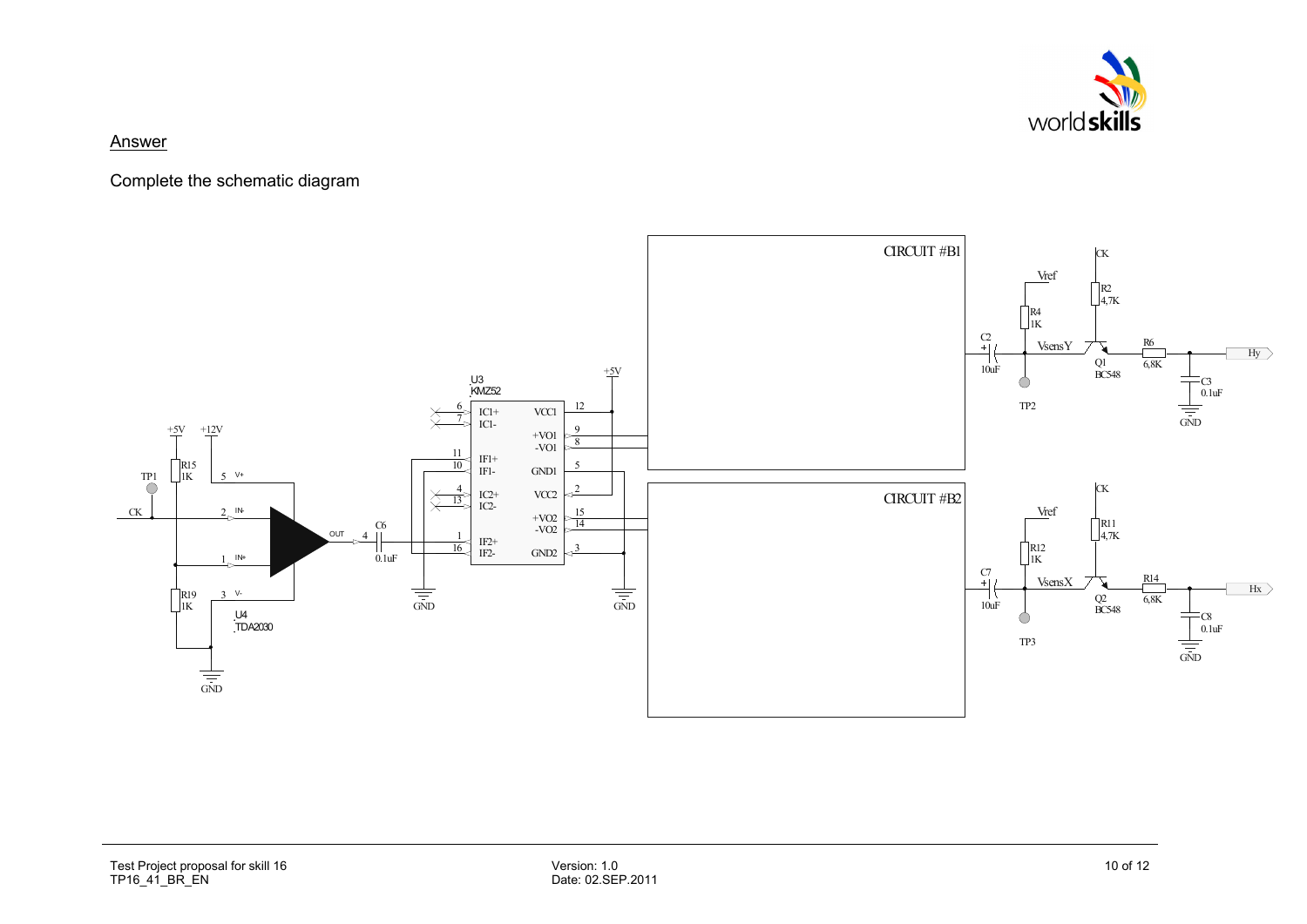## Answer

Complete the schematic diagram

CIRCUIT #B1

CIRCUIT #B2

U3 KMZ52

U4 TDA2030

C6 0.1uF

R15 1K

R19 1K

TP1

CK

+5V

+12V

GND

C2 10uF

R4 1K

Vref

VsensY

R2 4,7K

Q1 BC548

R6 6,8K

C3 0.1uF

Hy

TP2

C7 10uF

R12 1K

VsensX

R11 4,7K

Q2 BC548

R14 6,8K

C8 0.1uF

Hx

TP3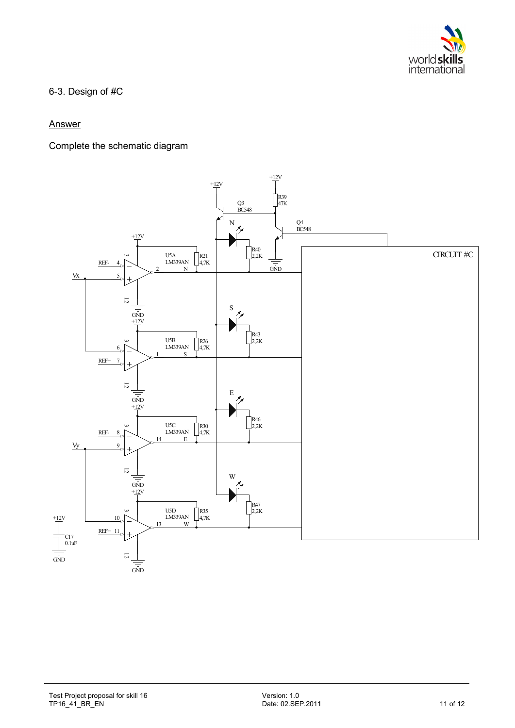## 6-3. Design of #C

Answer

Complete the schematic diagram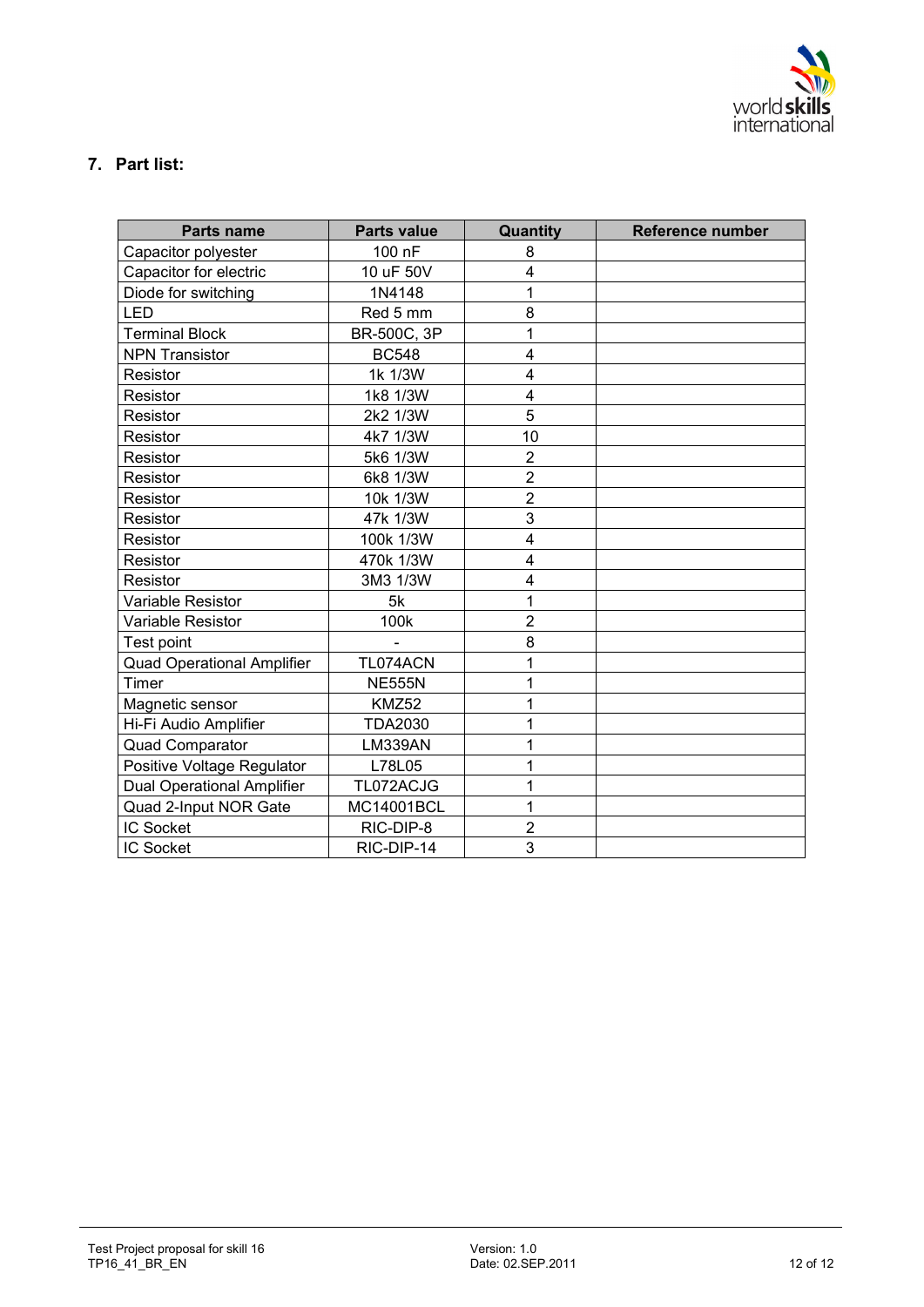## 7. Part list:

| Parts name | Parts value | Quantity | Reference number |
|---|---|---|---|
| Capacitor polyester | 100 nF | 8 | |
| Capacitor for electric | 10 uF 50V | 4 | |
| Diode for switching | 1N4148 | 1 | |
| LED | Red 5 mm | 8 | |
| Terminal Block | BR-500C, 3P | 1 | |
| NPN Transistor | BC548 | 4 | |
| Resistor | 1k 1/3W | 4 | |
| Resistor | 1k8 1/3W | 4 | |
| Resistor | 2k2 1/3W | 5 | |
| Resistor | 4k7 1/3W | 10 | |
| Resistor | 5k6 1/3W | 2 | |
| Resistor | 6k8 1/3W | 2 | |
| Resistor | 10k 1/3W | 2 | |
| Resistor | 47k 1/3W | 3 | |
| Resistor | 100k 1/3W | 4 | |
| Resistor | 470k 1/3W | 4 | |
| Resistor | 3M3 1/3W | 4 | |
| Variable Resistor | 5k | 1 | |
| Variable Resistor | 100k | 2 | |
| Test point | - | 8 | |
| Quad Operational Amplifier | TL074ACN | 1 | |
| Timer | NE555N | 1 | |
| Magnetic sensor | KMZ52 | 1 | |
| Hi-Fi Audio Amplifier | TDA2030 | 1 | |
| Quad Comparator | LM339AN | 1 | |
| Positive Voltage Regulator | L78L05 | 1 | |
| Dual Operational Amplifier | TL072ACJG | 1 | |
| Quad 2-Input NOR Gate | MC14001BCL | 1 | |
| IC Socket | RIC-DIP-8 | 2 | |
| IC Socket | RIC-DIP-14 | 3 | |